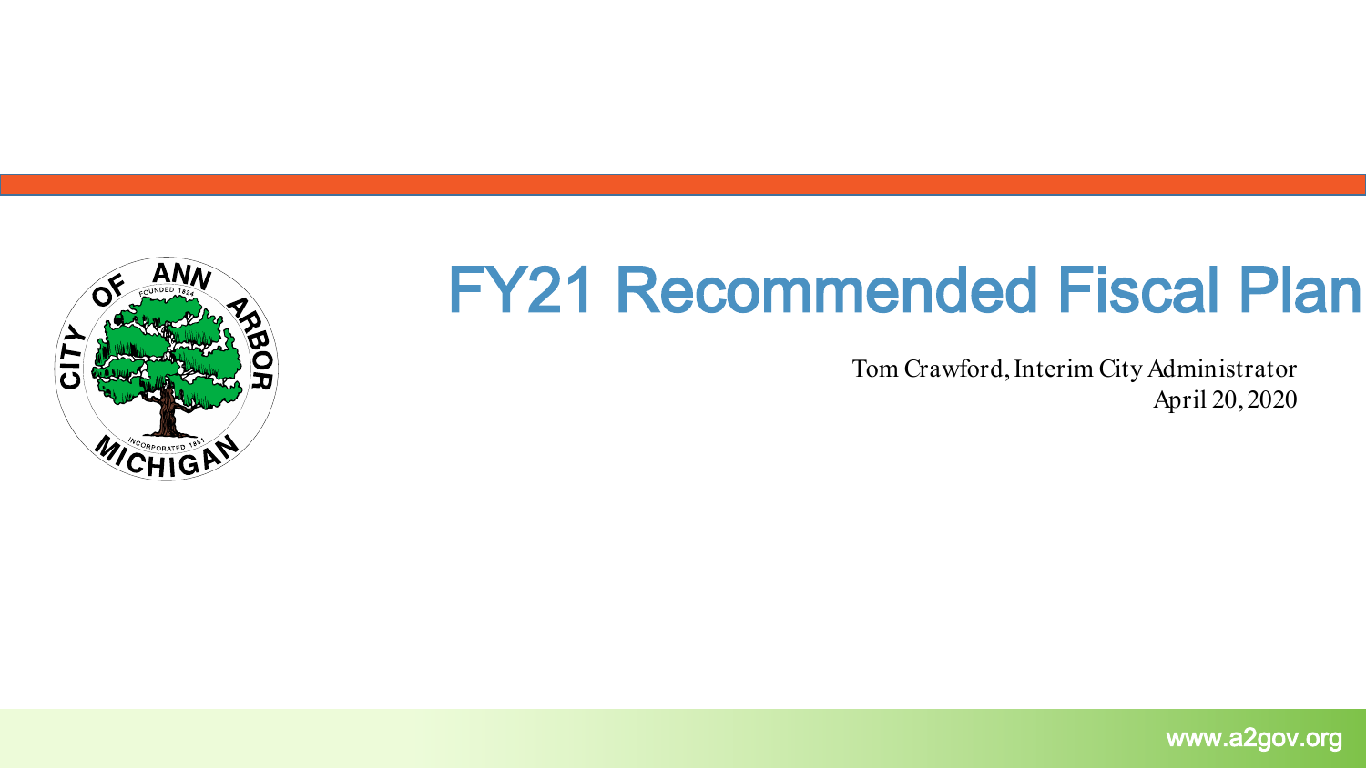# FY21 Recommended Fiscal Plan

Tom Crawford, Interim City Administrator

April 20, 2020

www.a2gov.org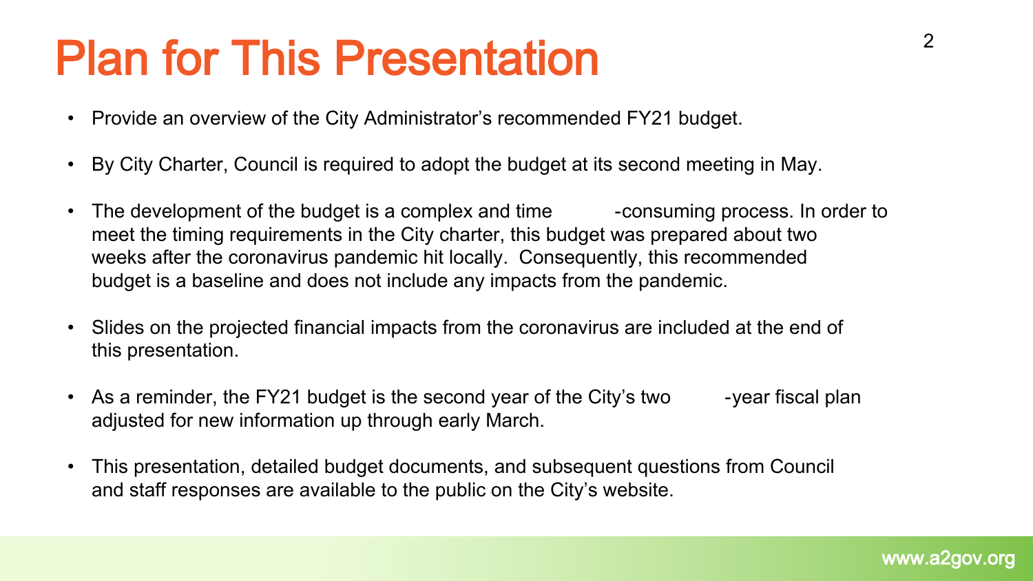# Plan for This Presentation

- Provide an overview of the City Administrator's recommended FY21 budget.
- By City Charter, Council is required to adopt the budget at its second meeting in May.
- The development of the budget is a complex and time-consuming process. In order to meet the timing requirements in the City charter, this budget was prepared about two weeks after the coronavirus pandemic hit locally. Consequently, this recommended budget is a baseline and does not include any impacts from the pandemic.
- Slides on the projected financial impacts from the coronavirus are included at the end of this presentation.
- As a reminder, the FY21 budget is the second year of the City's two-year fiscal plan adjusted for new information up through early March.
- This presentation, detailed budget documents, and subsequent questions from Council and staff responses are available to the public on the City's website.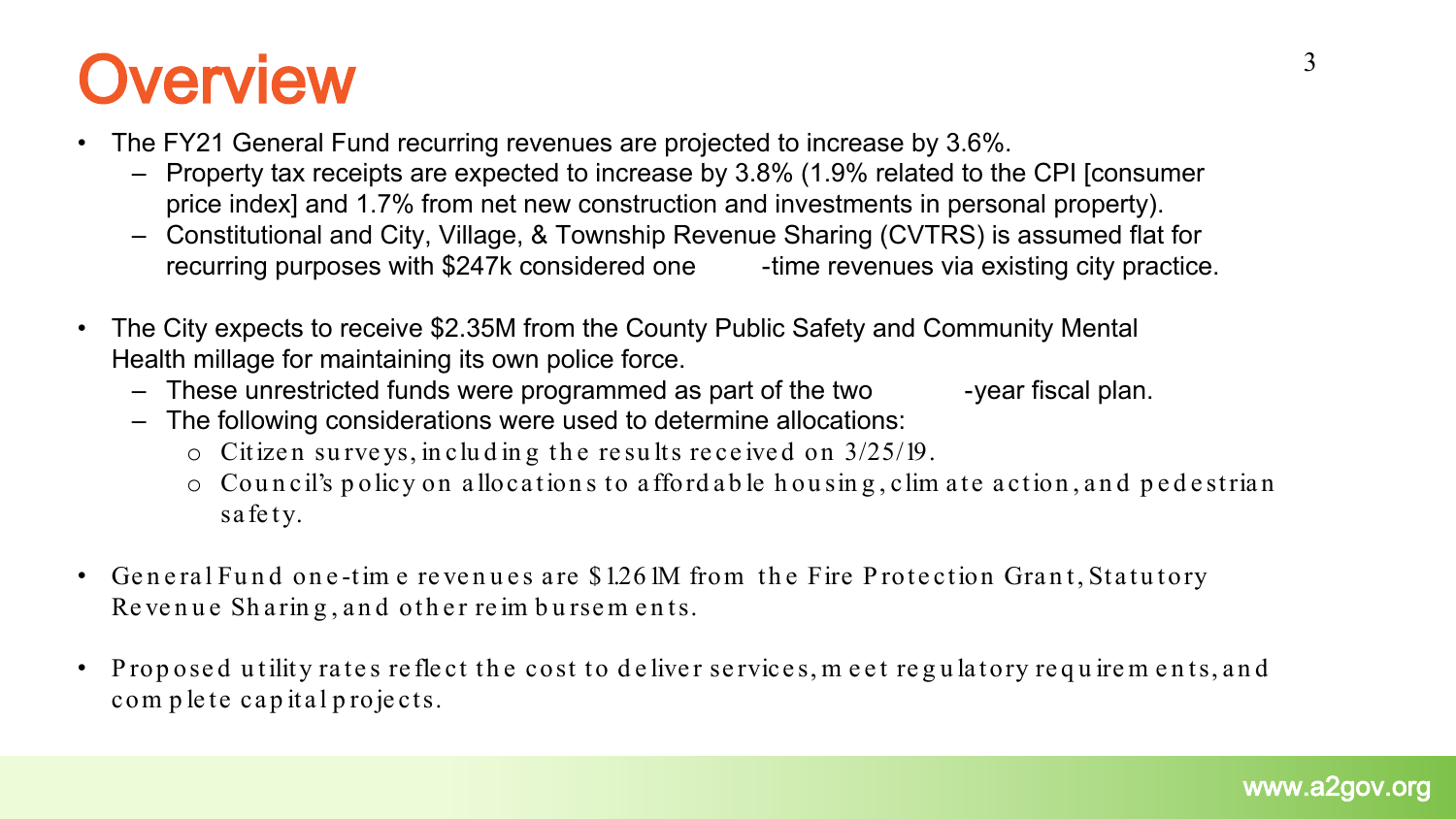# Overview

- The FY21 General Fund recurring revenues are projected to increase by 3.6%.
  - Property tax receipts are expected to increase by 3.8% (1.9% related to the CPI [consumer price index] and 1.7% from net new construction and investments in personal property).
  - Constitutional and City, Village, & Township Revenue Sharing (CVTRS) is assumed flat for recurring purposes with $247k considered one-time revenues via existing city practice.
- The City expects to receive $2.35M from the County Public Safety and Community Mental Health millage for maintaining its own police force.
  - These unrestricted funds were programmed as part of the two-year fiscal plan.
  - The following considerations were used to determine allocations:
    - Citizen surveys, including the results received on 3/25/19.
    - Council's policy on allocations to affordable housing, climate action, and pedestrian safety.
- General Fund one-time revenues are $1.261M from the Fire Protection Grant, Statutory Revenue Sharing, and other reimbursements.
- Proposed utility rates reflect the cost to deliver services, meet regulatory requirements, and complete capital projects.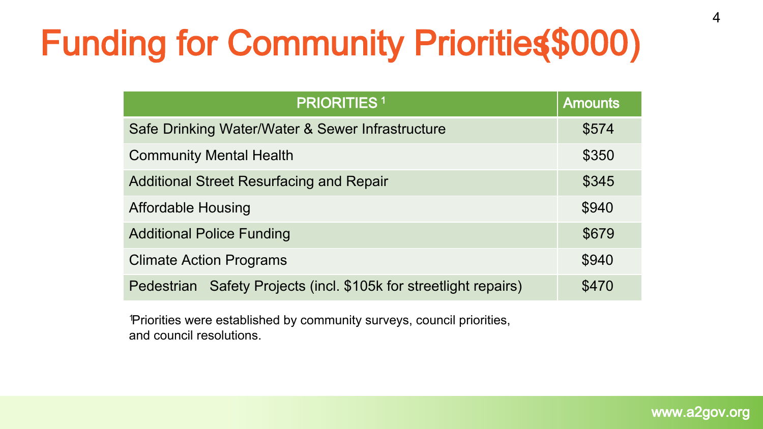# Funding for Community Priorities ($000)

| PRIORITIES [1] | Amounts |
|---|---|
| Safe Drinking Water/Water & Sewer Infrastructure | $574 |
| Community Mental Health | $350 |
| Additional Street Resurfacing and Repair | $345 |
| Affordable Housing | $940 |
| Additional Police Funding | $679 |
| Climate Action Programs | $940 |
| Pedestrian Safety Projects (incl. $105k for streetlight repairs) | $470 |

[1] Priorities were established by community surveys, council priorities, and council resolutions.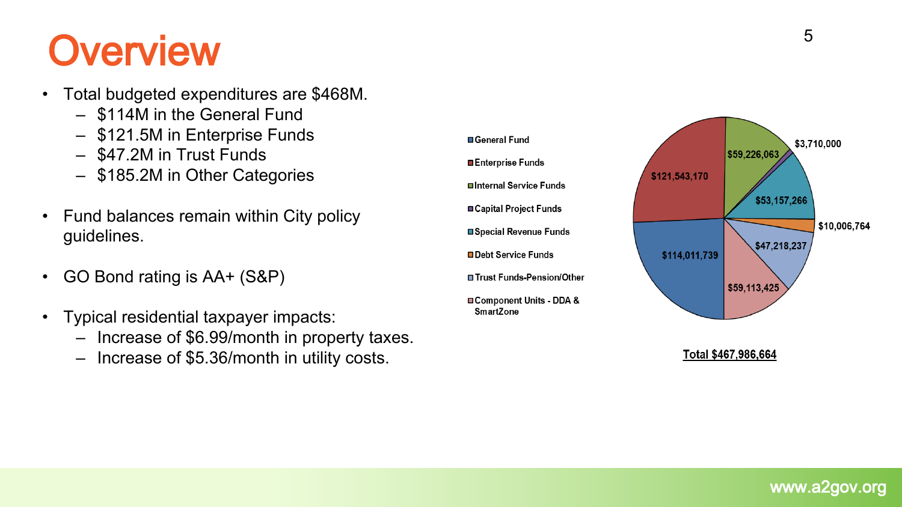# Overview

- Total budgeted expenditures are $468M.
  - $114M in the General Fund
  - $121.5M in Enterprise Funds
  - $47.2M in Trust Funds
  - $185.2M in Other Categories
- Fund balances remain within City policy guidelines.
- GO Bond rating is AA+ (S&P)
- Typical residential taxpayer impacts:
  - Increase of $6.99/month in property taxes.
  - Increase of $5.36/month in utility costs.

| Fund | Amount |
| --- | --- |
| General Fund | $114,011,739 |
| Enterprise Funds | $121,543,170 |
| Internal Service Funds | $59,226,063 |
| Capital Project Funds | $3,710,000 |
| Special Revenue Funds | $53,157,266 |
| Debt Service Funds | $10,006,764 |
| Trust Funds-Pension/Other | $47,218,237 |
| Component Units - DDA & SmartZone | $59,113,425 |

**Total $467,986,664**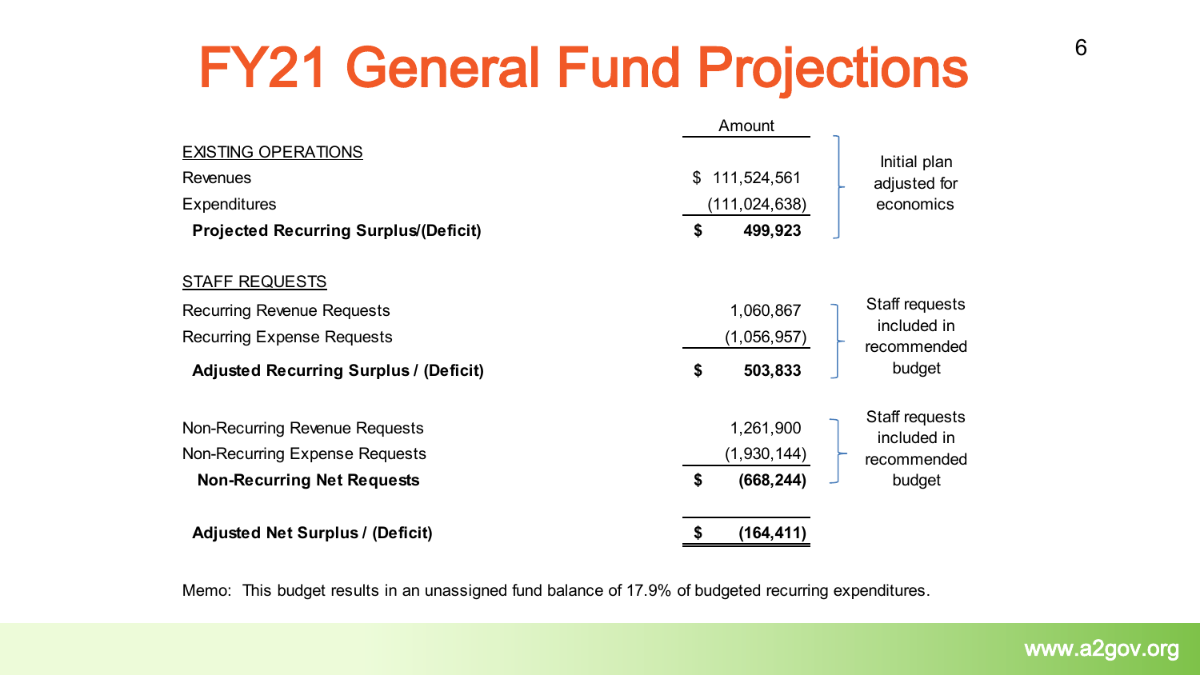# FY21 General Fund Projections

| | Amount | |
|---|---|---|
| EXISTING OPERATIONS | | Initial plan adjusted for economics |
| Revenues | $ 111,524,561 | |
| Expenditures | (111,024,638) | |
| **Projected Recurring Surplus/(Deficit)** | **$ 499,923** | |
| | | |
| STAFF REQUESTS | | |
| Recurring Revenue Requests | 1,060,867 | Staff requests included in recommended budget |
| Recurring Expense Requests | (1,056,957) | |
| **Adjusted Recurring Surplus / (Deficit)** | **$ 503,833** | |
| | | |
| Non-Recurring Revenue Requests | 1,261,900 | Staff requests included in recommended budget |
| Non-Recurring Expense Requests | (1,930,144) | |
| **Non-Recurring Net Requests** | **$ (668,244)** | |
| | | |
| **Adjusted Net Surplus / (Deficit)** | **$ (164,411)** | |

Memo: This budget results in an unassigned fund balance of 17.9% of budgeted recurring expenditures.

www.a2gov.org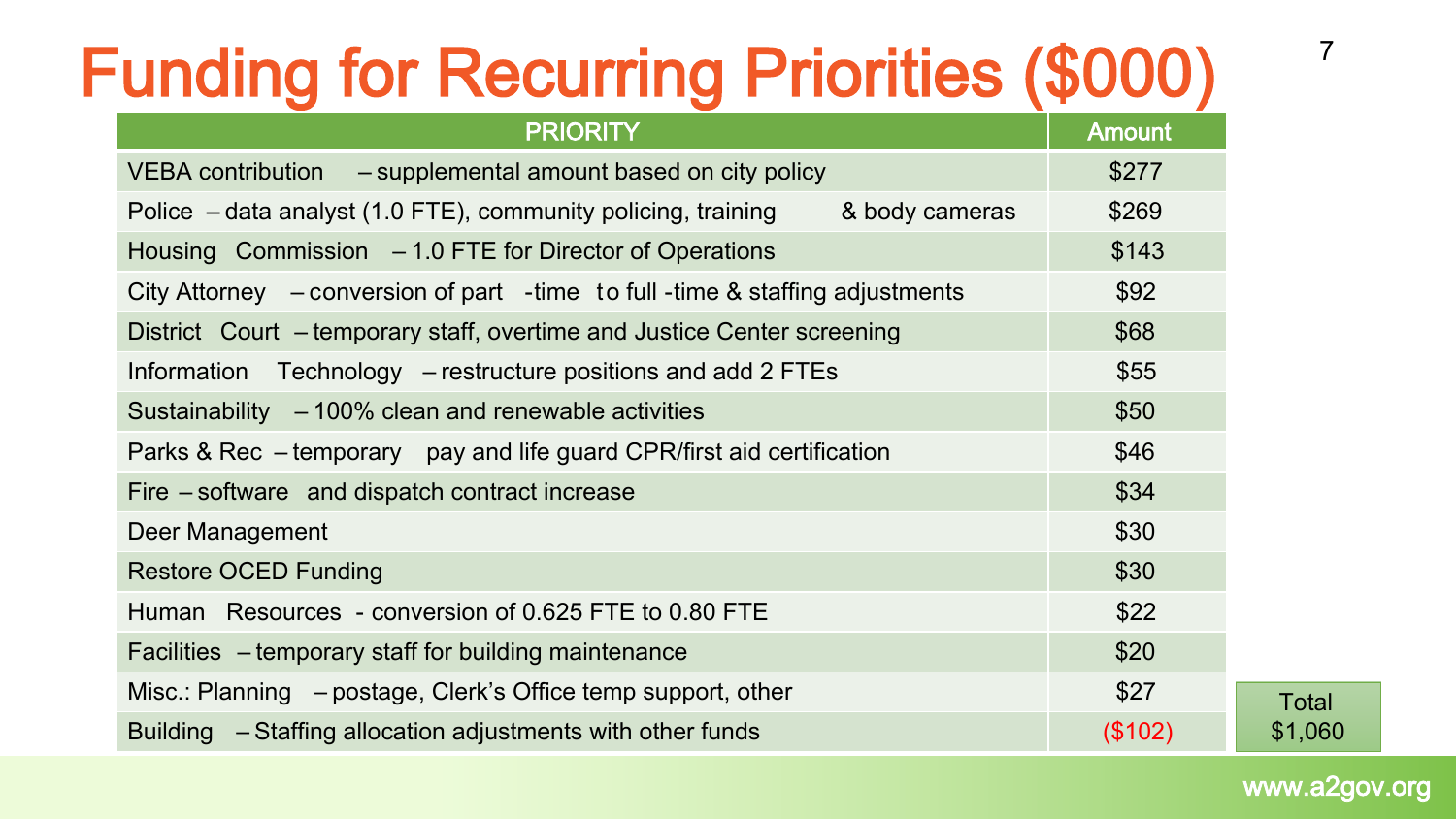# Funding for Recurring Priorities ($000)

| PRIORITY | Amount |
|---|---|
| VEBA contribution – supplemental amount based on city policy | $277 |
| Police – data analyst (1.0 FTE), community policing, training & body cameras | $269 |
| Housing Commission – 1.0 FTE for Director of Operations | $143 |
| City Attorney – conversion of part-time to full-time & staffing adjustments | $92 |
| District Court – temporary staff, overtime and Justice Center screening | $68 |
| Information Technology – restructure positions and add 2 FTEs | $55 |
| Sustainability – 100% clean and renewable activities | $50 |
| Parks & Rec – temporary pay and life guard CPR/first aid certification | $46 |
| Fire – software and dispatch contract increase | $34 |
| Deer Management | $30 |
| Restore OCED Funding | $30 |
| Human Resources - conversion of 0.625 FTE to 0.80 FTE | $22 |
| Facilities – temporary staff for building maintenance | $20 |
| Misc.: Planning – postage, Clerk's Office temp support, other | $27 |
| Building – Staffing allocation adjustments with other funds | ($102) |

Total $1,060

www.a2gov.org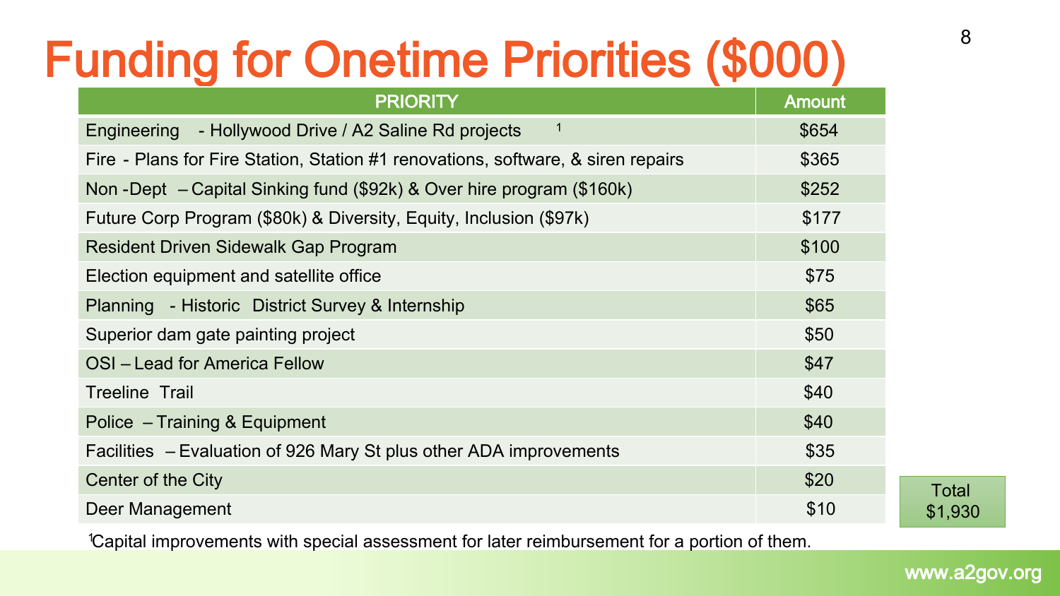# Funding for Onetime Priorities ($000)

| PRIORITY | Amount |
|---|---|
| Engineering - Hollywood Drive / A2 Saline Rd projects [1] | $654 |
| Fire - Plans for Fire Station, Station #1 renovations, software, & siren repairs | $365 |
| Non -Dept – Capital Sinking fund ($92k) & Over hire program ($160k) | $252 |
| Future Corp Program ($80k) & Diversity, Equity, Inclusion ($97k) | $177 |
| Resident Driven Sidewalk Gap Program | $100 |
| Election equipment and satellite office | $75 |
| Planning - Historic District Survey & Internship | $65 |
| Superior dam gate painting project | $50 |
| OSI – Lead for America Fellow | $47 |
| Treeline Trail | $40 |
| Police – Training & Equipment | $40 |
| Facilities – Evaluation of 926 Mary St plus other ADA improvements | $35 |
| Center of the City | $20 |
| Deer Management | $10 |

Total $1,930

[1] Capital improvements with special assessment for later reimbursement for a portion of them.

www.a2gov.org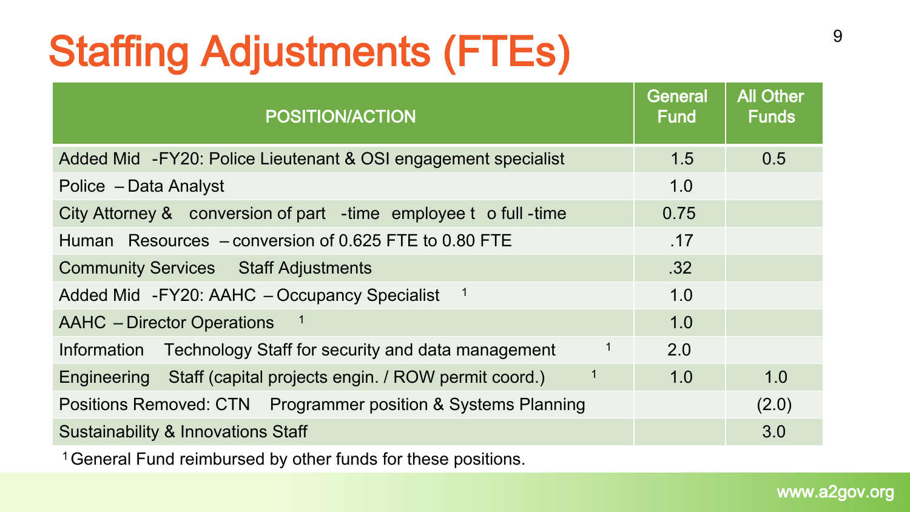# Staffing Adjustments (FTEs)

| POSITION/ACTION | General Fund | All Other Funds |
|---|---|---|
| Added Mid-FY20: Police Lieutenant & OSI engagement specialist | 1.5 | 0.5 |
| Police – Data Analyst | 1.0 | |
| City Attorney & conversion of part-time employee to full-time | 0.75 | |
| Human Resources – conversion of 0.625 FTE to 0.80 FTE | .17 | |
| Community Services Staff Adjustments | .32 | |
| Added Mid-FY20: AAHC – Occupancy Specialist [1] | 1.0 | |
| AAHC – Director Operations [1] | 1.0 | |
| Information Technology Staff for security and data management [1] | 2.0 | |
| Engineering Staff (capital projects engin. / ROW permit coord.) [1] | 1.0 | 1.0 |
| Positions Removed: CTN Programmer position & Systems Planning | | (2.0) |
| Sustainability & Innovations Staff | | 3.0 |

[1] General Fund reimbursed by other funds for these positions.

www.a2gov.org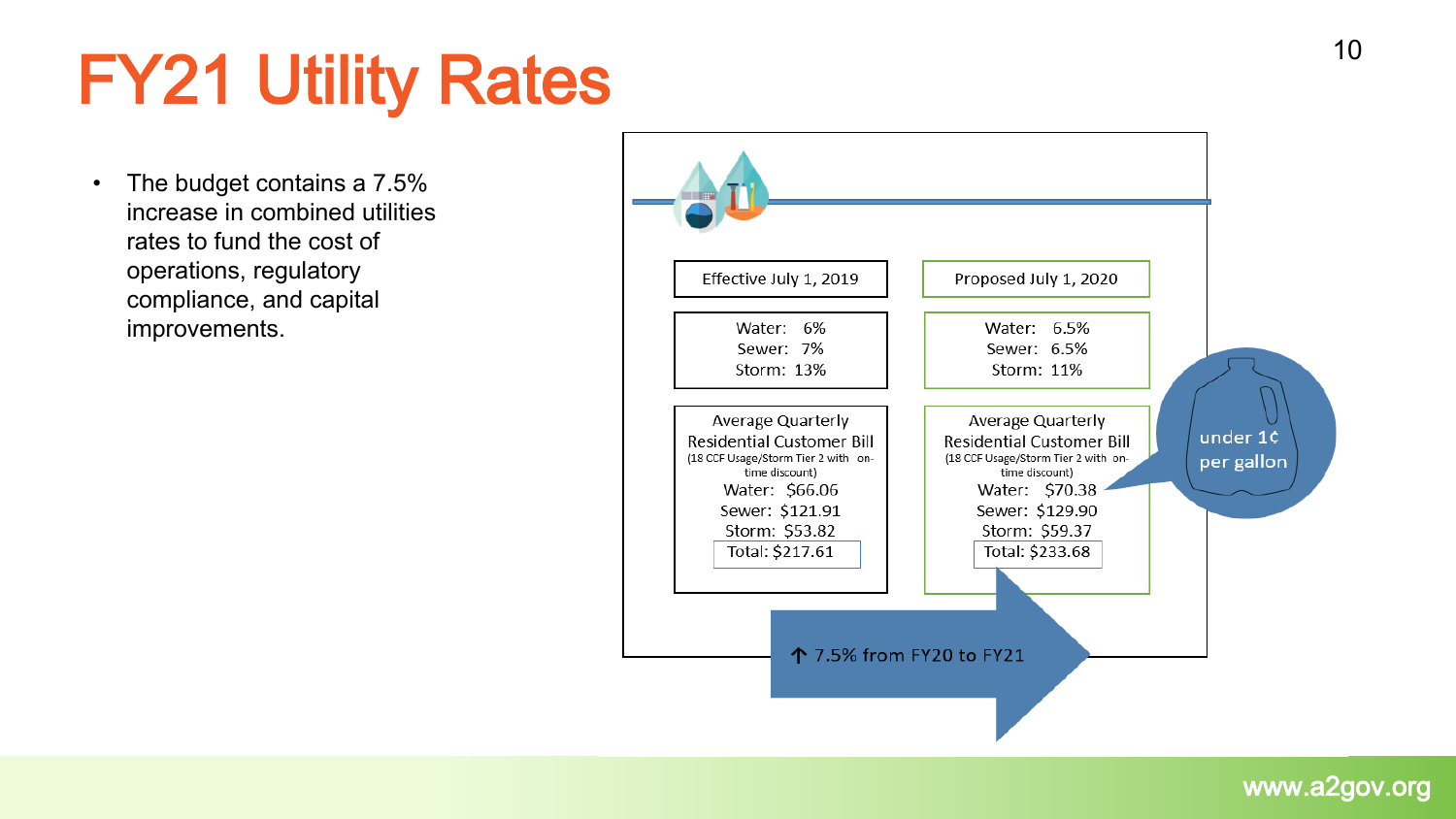# FY21 Utility Rates

- The budget contains a 7.5% increase in combined utilities rates to fund the cost of operations, regulatory compliance, and capital improvements.

| Effective July 1, 2019 | Proposed July 1, 2020 |
|---|---|
| Water: 6%<br>Sewer: 7%<br>Storm: 13% | Water: 6.5%<br>Sewer: 6.5%<br>Storm: 11% |
| Average Quarterly Residential Customer Bill<br>(18 CCF Usage/Storm Tier 2 with on-time discount)<br>Water: $66.06<br>Sewer: $121.91<br>Storm: $53.82<br>Total: $217.61 | Average Quarterly Residential Customer Bill<br>(18 CCF Usage/Storm Tier 2 with on-time discount)<br>Water: $70.38<br>Sewer: $129.90<br>Storm: $59.37<br>Total: $233.68 |

under 1¢ per gallon

↑ 7.5% from FY20 to FY21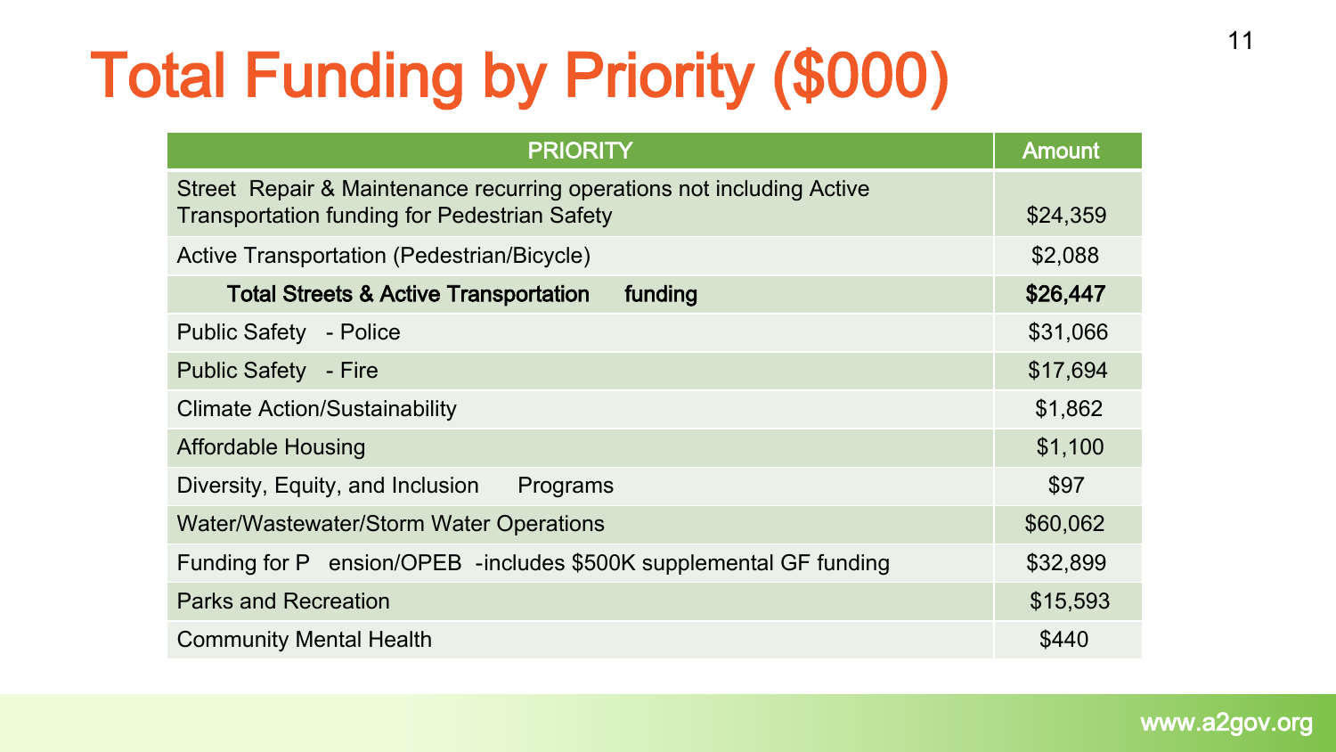# Total Funding by Priority ($000)

| PRIORITY | Amount |
|---|---|
| Street Repair & Maintenance recurring operations not including Active Transportation funding for Pedestrian Safety | $24,359 |
| Active Transportation (Pedestrian/Bicycle) | $2,088 |
| **Total Streets & Active Transportation funding** | **$26,447** |
| Public Safety - Police | $31,066 |
| Public Safety - Fire | $17,694 |
| Climate Action/Sustainability | $1,862 |
| Affordable Housing | $1,100 |
| Diversity, Equity, and Inclusion Programs | $97 |
| Water/Wastewater/Storm Water Operations | $60,062 |
| Funding for Pension/OPEB -includes $500K supplemental GF funding | $32,899 |
| Parks and Recreation | $15,593 |
| Community Mental Health | $440 |

www.a2gov.org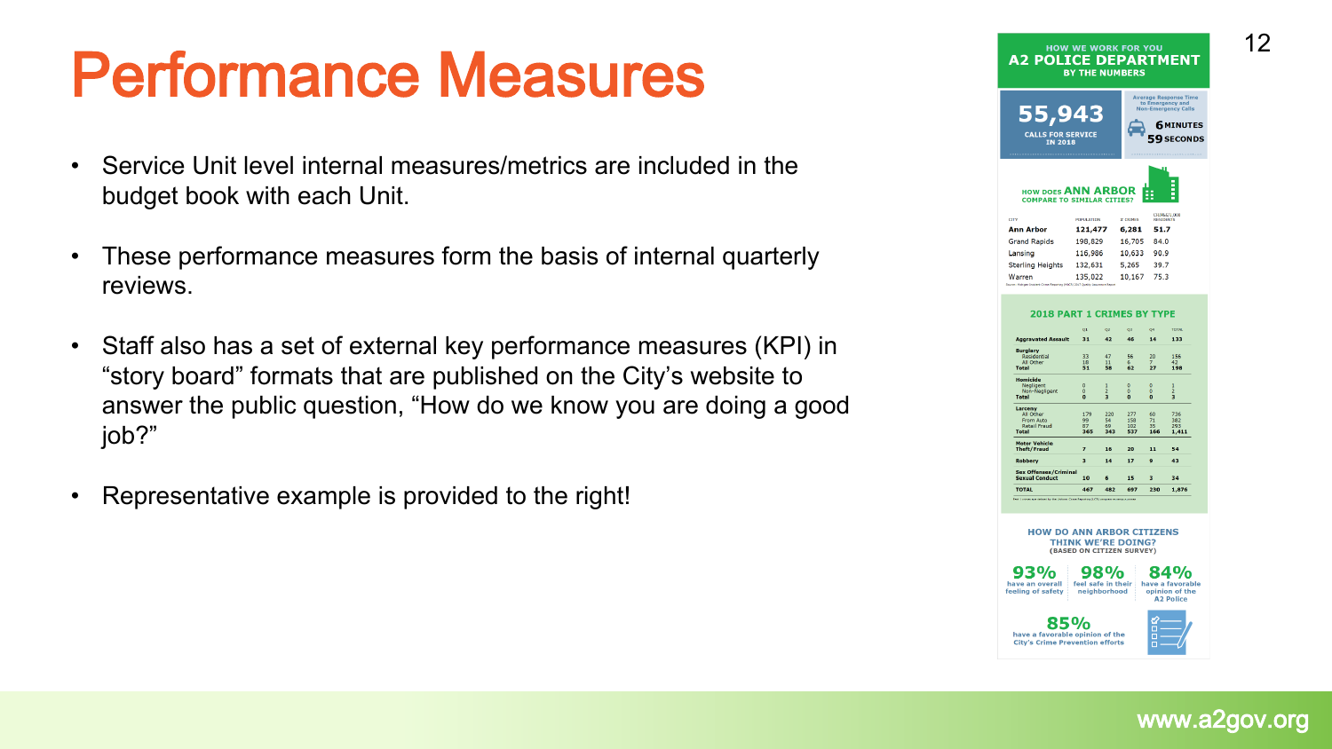# Performance Measures

- Service Unit level internal measures/metrics are included in the budget book with each Unit.
- These performance measures form the basis of internal quarterly reviews.
- Staff also has a set of external key performance measures (KPI) in "story board" formats that are published on the City's website to answer the public question, "How do we know you are doing a good job?"
- Representative example is provided to the right!

HOW WE WORK FOR YOU
**A2 POLICE DEPARTMENT**
BY THE NUMBERS

**55,943**
CALLS FOR SERVICE IN 2018

Average Response Time to Emergency and Non-Emergency Calls
**6** MINUTES **59** SECONDS

HOW DOES **ANN ARBOR** COMPARE TO SIMILAR CITIES?

| CITY | POPULATION | # CRIMES | CRIMES/1,000 RESIDENTS |
|---|---|---|---|
| **Ann Arbor** | **121,477** | **6,281** | **51.7** |
| Grand Rapids | 198,829 | 16,705 | 84.0 |
| Lansing | 116,986 | 10,633 | 90.9 |
| Sterling Heights | 132,631 | 5,265 | 39.7 |
| Warren | 135,022 | 10,167 | 75.3 |

Source: Michigan Incident Crime Reporting (MICR) 2017 Annual Statistical Report

**2018 PART 1 CRIMES BY TYPE**

| | Q1 | Q2 | Q3 | Q4 | TOTAL |
|---|---|---|---|---|---|
| **Aggravated Assault** | 31 | 42 | 46 | 14 | 133 |
| **Burglary** | | | | | |
| Residential | 33 | 47 | 56 | 20 | 156 |
| All Other | 18 | 11 | 6 | 7 | 42 |
| **Total** | 51 | 58 | 62 | 27 | 198 |
| **Homicide** | | | | | |
| Negligent | 0 | 1 | 0 | 0 | 1 |
| Non-Negligent | 0 | 2 | 0 | 0 | 2 |
| **Total** | 0 | 3 | 0 | 0 | 3 |
| **Larceny** | | | | | |
| All Other | 179 | 220 | 277 | 60 | 736 |
| From Auto | 99 | 54 | 158 | 71 | 382 |
| Retail Fraud | 87 | 69 | 102 | 35 | 293 |
| **Total** | 365 | 343 | 537 | 166 | 1,411 |
| **Motor Vehicle Theft/Fraud** | 7 | 16 | 20 | 11 | 54 |
| **Robbery** | 3 | 14 | 17 | 9 | 43 |
| **Sex Offenses/Criminal Sexual Conduct** | 10 | 6 | 15 | 3 | 34 |
| **TOTAL** | 467 | 482 | 697 | 230 | 1,876 |

HOW DO ANN ARBOR CITIZENS THINK WE'RE DOING?
(BASED ON CITIZEN SURVEY)

- **93%** have an overall feeling of safety
- **98%** feel safe in their neighborhood
- **84%** have a favorable opinion of the A2 Police
- **85%** have a favorable opinion of the City's Crime Prevention efforts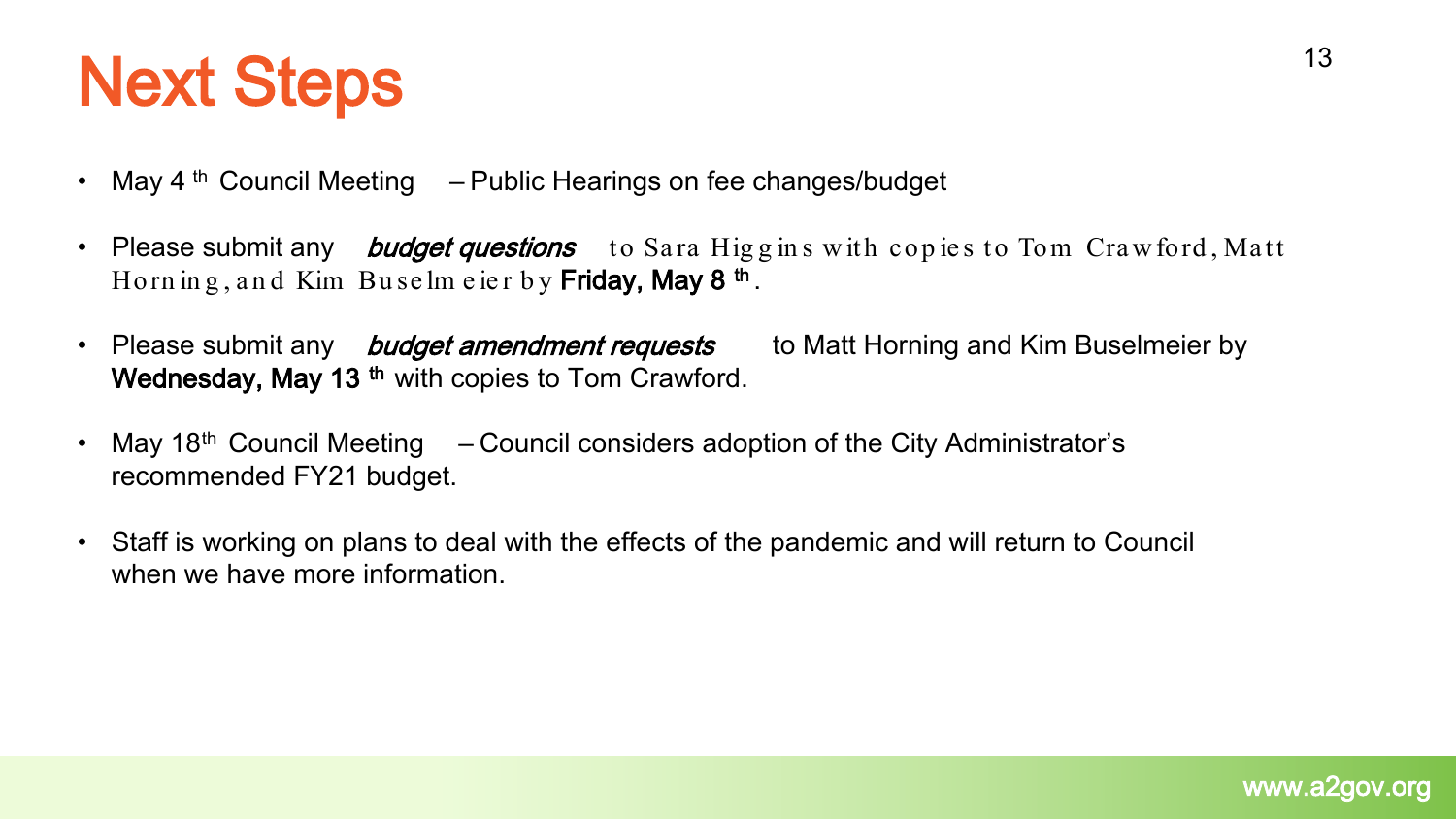# Next Steps

- May 4th Council Meeting – Public Hearings on fee changes/budget
- Please submit any ***budget questions*** to Sara Higgins with copies to Tom Crawford, Matt Horning, and Kim Buselmeier by **Friday, May 8th**.
- Please submit any ***budget amendment requests*** to Matt Horning and Kim Buselmeier by **Wednesday, May 13th** with copies to Tom Crawford.
- May 18th Council Meeting – Council considers adoption of the City Administrator's recommended FY21 budget.
- Staff is working on plans to deal with the effects of the pandemic and will return to Council when we have more information.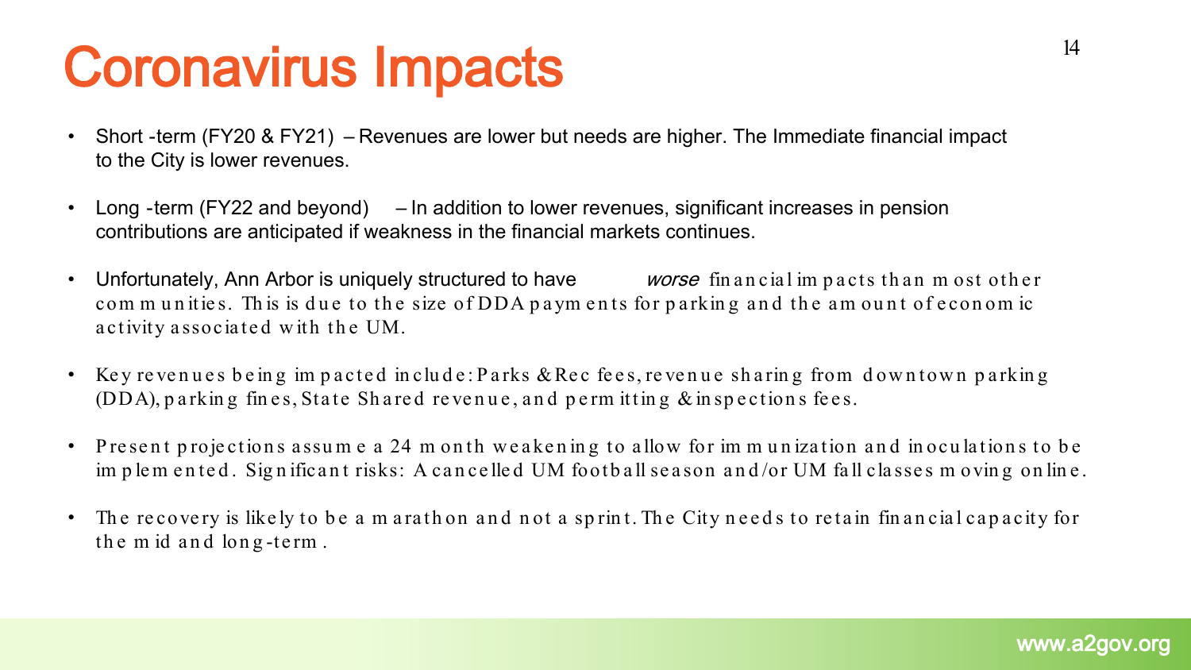# Coronavirus Impacts

- Short-term (FY20 & FY21) – Revenues are lower but needs are higher. The Immediate financial impact to the City is lower revenues.
- Long-term (FY22 and beyond) – In addition to lower revenues, significant increases in pension contributions are anticipated if weakness in the financial markets continues.
- Unfortunately, Ann Arbor is uniquely structured to have *worse* financial impacts than most other communities. This is due to the size of DDA payments for parking and the amount of economic activity associated with the UM.
- Key revenues being impacted include: Parks & Rec fees, revenue sharing from downtown parking (DDA), parking fines, State Shared revenue, and permitting & inspections fees.
- Present projections assume a 24 month weakening to allow for immunization and inoculations to be implemented. Significant risks: A cancelled UM football season and/or UM fall classes moving online.
- The recovery is likely to be a marathon and not a sprint. The City needs to retain financial capacity for the mid and long-term.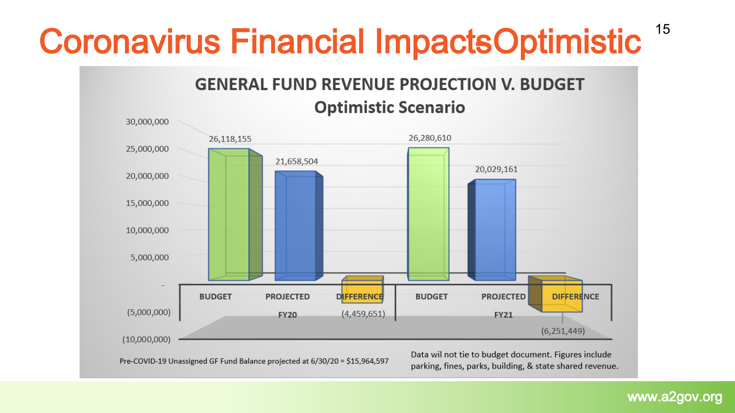# Coronavirus Financial Impacts-Optimistic

## GENERAL FUND REVENUE PROJECTION V. BUDGET
### Optimistic Scenario

| | BUDGET | PROJECTED | DIFFERENCE |
|---|---|---|---|
| FY20 | 26,118,155 | 21,658,504 | (4,459,651) |
| FY21 | 26,280,610 | 20,029,161 | (6,251,449) |

Pre-COVID-19 Unassigned GF Fund Balance projected at 6/30/20 = $15,964,597

Data wil not tie to budget document. Figures include parking, fines, parks, building, & state shared revenue.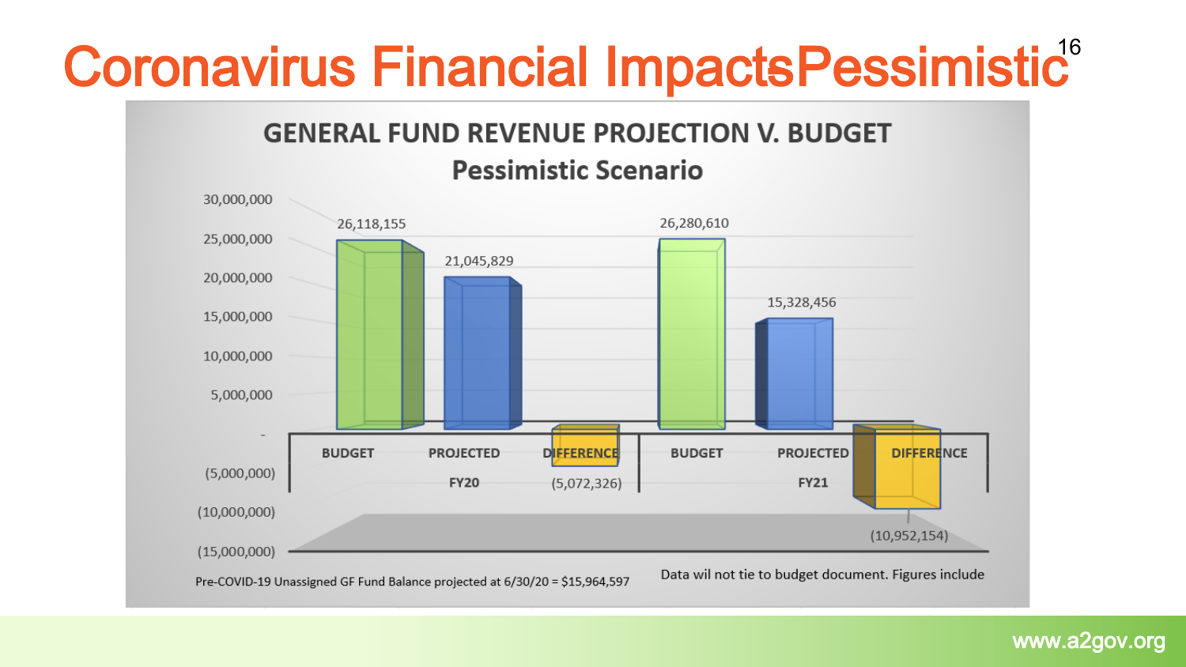# Coronavirus Financial Impacts-Pessimistic

GENERAL FUND REVENUE PROJECTION V. BUDGET

Pessimistic Scenario

30,000,000
25,000,000
20,000,000
15,000,000
10,000,000
5,000,000
-
(5,000,000)
(10,000,000)
(15,000,000)

26,118,155
21,045,829
(5,072,326)
26,280,610
15,328,456
(10,952,154)

BUDGET
PROJECTED
DIFFERENCE
FY20

BUDGET
PROJECTED
DIFFERENCE
FY21

Pre-COVID-19 Unassigned GF Fund Balance projected at 6/30/20 = $15,964,597

Data wil not tie to budget document. Figures include

www.a2gov.org